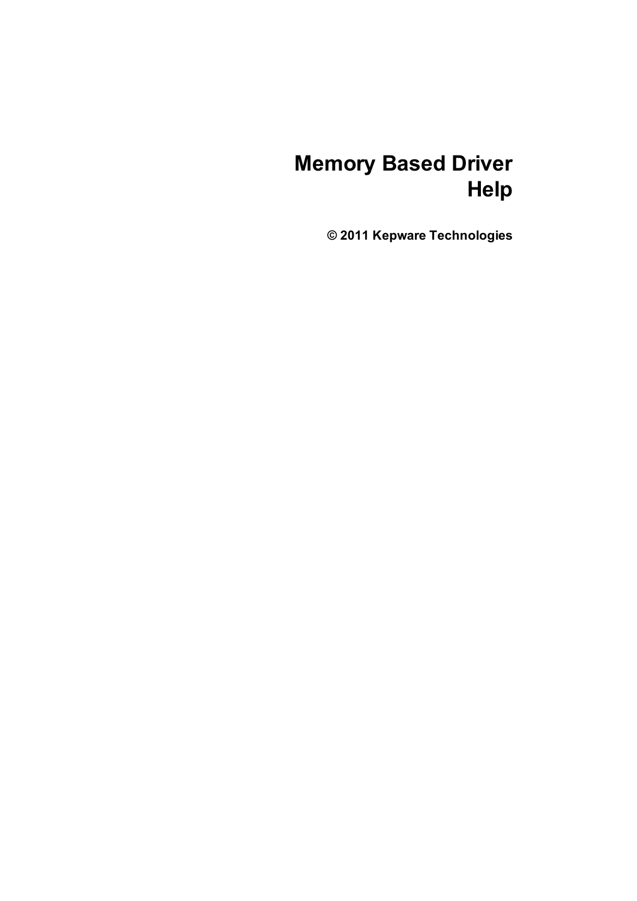# Memory Based Driver Help

**© 2011 Kepware Technologies**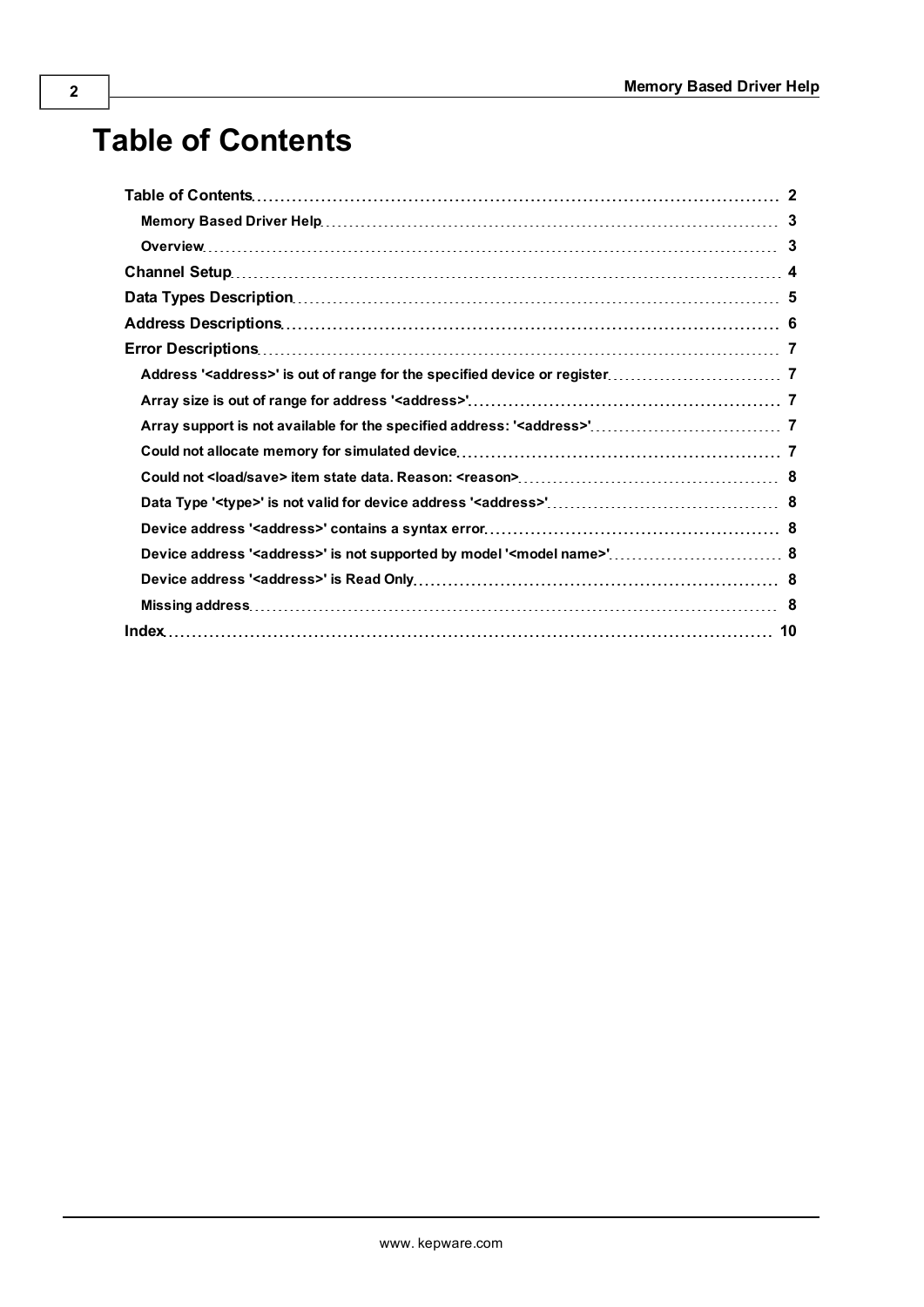# Table of Contents

**Table of Contents** ... 2

- **Memory Based Driver Help** ... 3
- **Overview** ... 3

**Channel Setup** ... 4

**Data Types Description** ... 5

**Address Descriptions** ... 6

**Error Descriptions** ... 7

- **Address '<address>' is out of range for the specified device or register** ... 7
- **Array size is out of range for address '<address>'** ... 7
- **Array support is not available for the specified address: '<address>'** ... 7
- **Could not allocate memory for simulated device** ... 7
- **Could not <load/save> item state data. Reason: <reason>** ... 8
- **Data Type '<type>' is not valid for device address '<address>'** ... 8
- **Device address '<address>' contains a syntax error** ... 8
- **Device address '<address>' is not supported by model '<model name>'** ... 8
- **Device address '<address>' is Read Only** ... 8
- **Missing address** ... 8

**Index** ... 10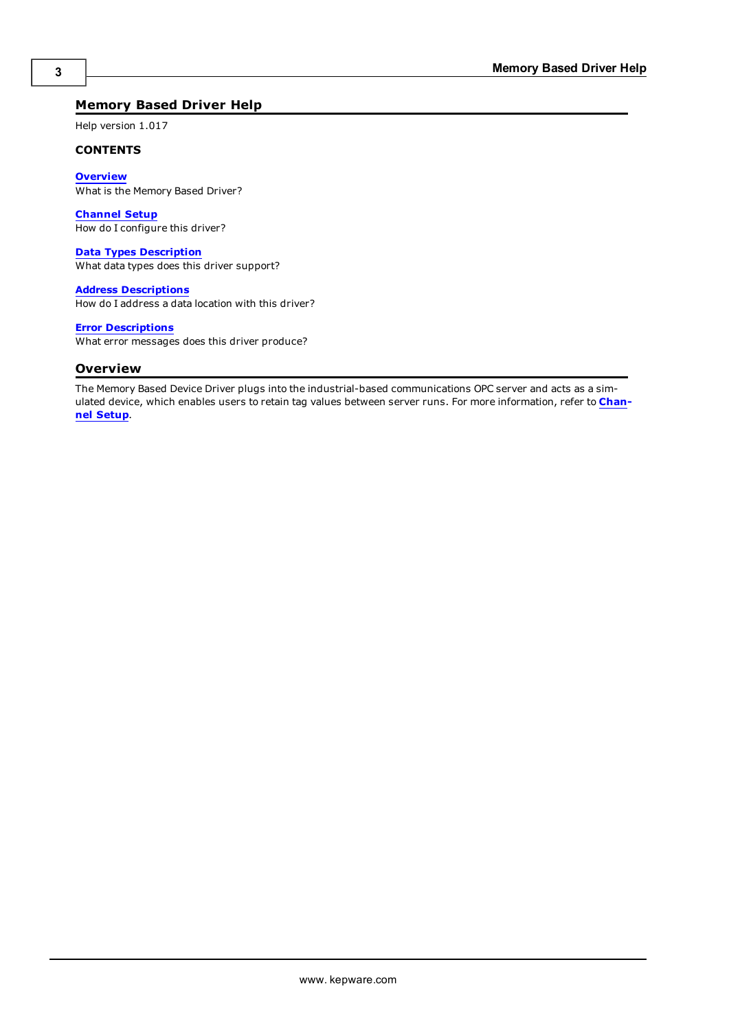# Memory Based Driver Help

Help version 1.017

**CONTENTS**

**Overview**
What is the Memory Based Driver?

**Channel Setup**
How do I configure this driver?

**Data Types Description**
What data types does this driver support?

**Address Descriptions**
How do I address a data location with this driver?

**Error Descriptions**
What error messages does this driver produce?

## Overview

The Memory Based Device Driver plugs into the industrial-based communications OPC server and acts as a simulated device, which enables users to retain tag values between server runs. For more information, refer to **Channel Setup**.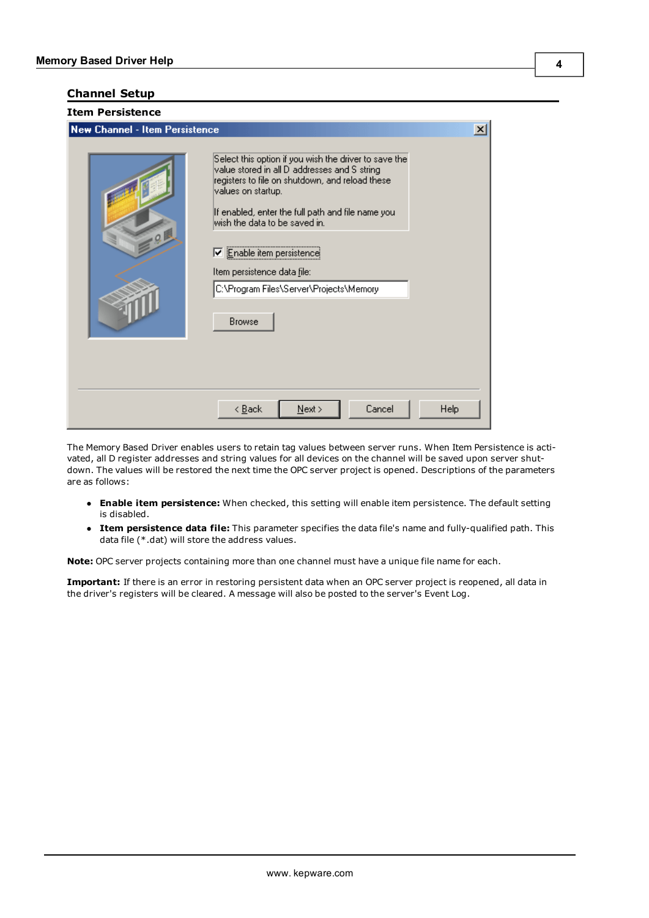## Channel Setup

### Item Persistence

The Memory Based Driver enables users to retain tag values between server runs. When Item Persistence is activated, all D register addresses and string values for all devices on the channel will be saved upon server shutdown. The values will be restored the next time the OPC server project is opened. Descriptions of the parameters are as follows:

- **Enable item persistence:** When checked, this setting will enable item persistence. The default setting is disabled.
- **Item persistence data file:** This parameter specifies the data file's name and fully-qualified path. This data file (*.dat) will store the address values.

**Note:** OPC server projects containing more than one channel must have a unique file name for each.

**Important:** If there is an error in restoring persistent data when an OPC server project is reopened, all data in the driver's registers will be cleared. A message will also be posted to the server's Event Log.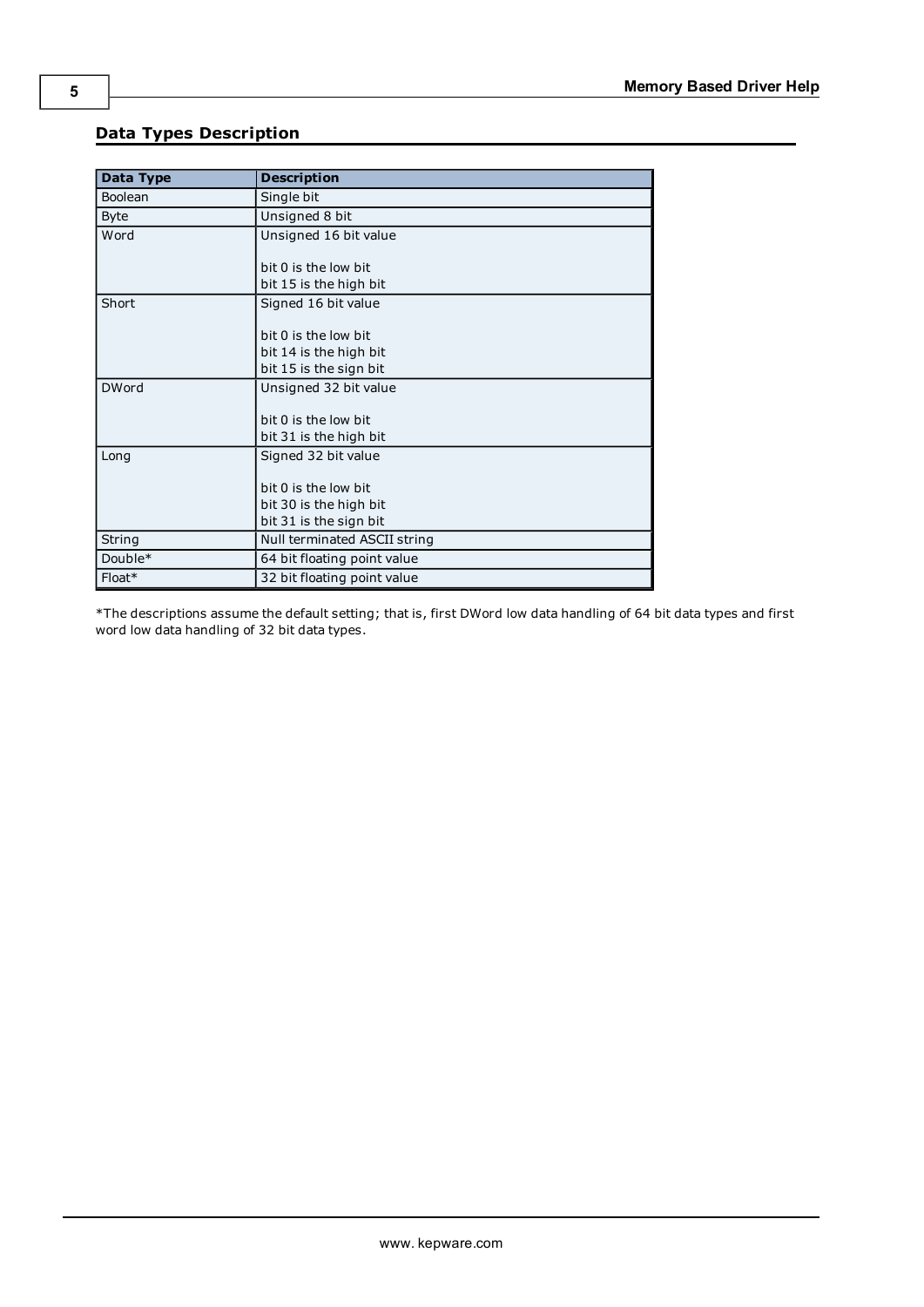## Data Types Description

| Data Type | Description |
|---|---|
| Boolean | Single bit |
| Byte | Unsigned 8 bit |
| Word | Unsigned 16 bit value<br><br>bit 0 is the low bit<br>bit 15 is the high bit |
| Short | Signed 16 bit value<br><br>bit 0 is the low bit<br>bit 14 is the high bit<br>bit 15 is the sign bit |
| DWord | Unsigned 32 bit value<br><br>bit 0 is the low bit<br>bit 31 is the high bit |
| Long | Signed 32 bit value<br><br>bit 0 is the low bit<br>bit 30 is the high bit<br>bit 31 is the sign bit |
| String | Null terminated ASCII string |
| Double* | 64 bit floating point value |
| Float* | 32 bit floating point value |

*The descriptions assume the default setting; that is, first DWord low data handling of 64 bit data types and first word low data handling of 32 bit data types.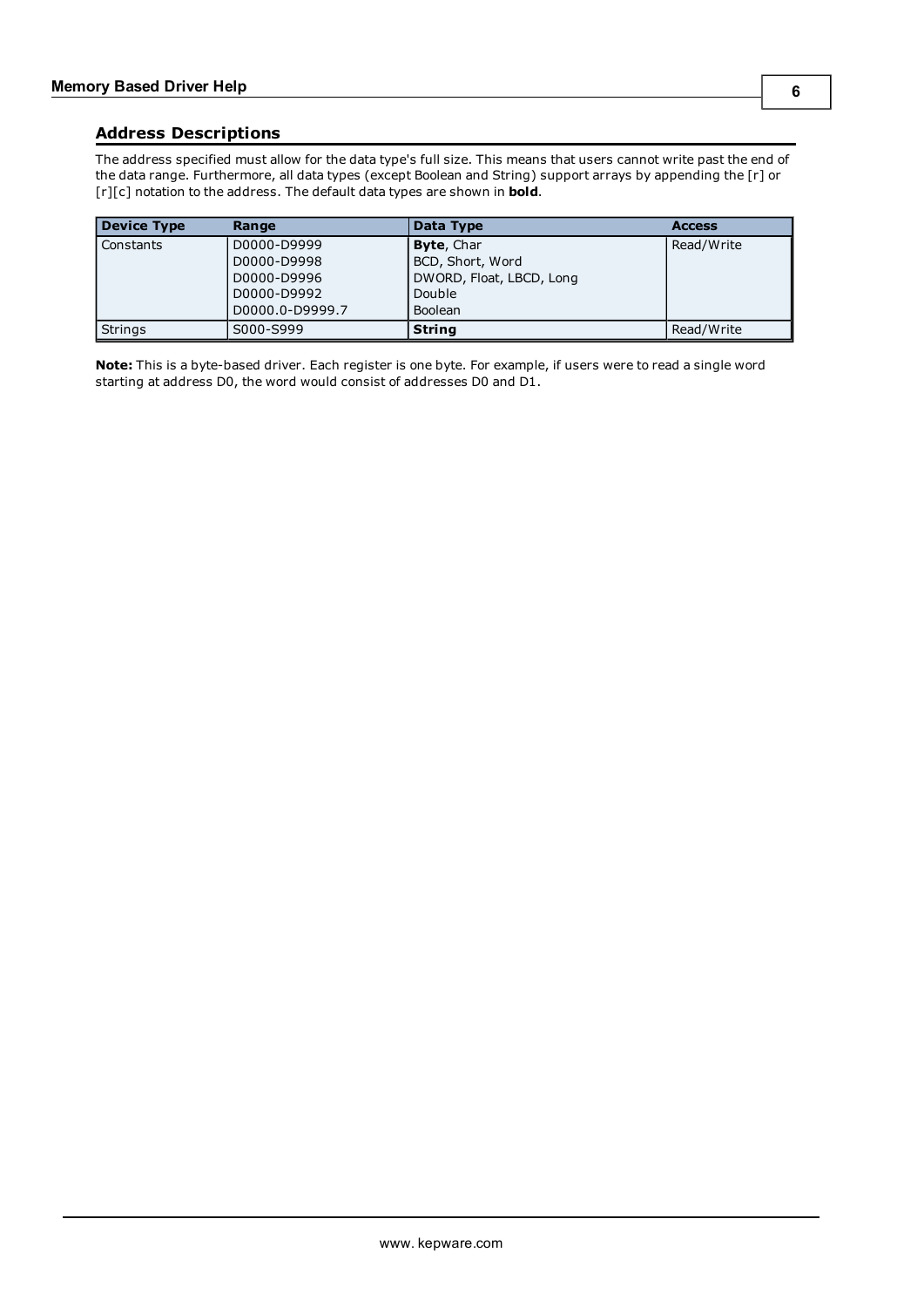## Address Descriptions

The address specified must allow for the data type's full size. This means that users cannot write past the end of the data range. Furthermore, all data types (except Boolean and String) support arrays by appending the [r] or [r][c] notation to the address. The default data types are shown in **bold**.

| Device Type | Range | Data Type | Access |
|---|---|---|---|
| Constants | D0000-D9999<br>D0000-D9998<br>D0000-D9996<br>D0000-D9992<br>D0000.0-D9999.7 | **Byte**, Char<br>BCD, Short, Word<br>DWORD, Float, LBCD, Long<br>Double<br>Boolean | Read/Write |
| Strings | S000-S999 | **String** | Read/Write |

**Note:** This is a byte-based driver. Each register is one byte. For example, if users were to read a single word starting at address D0, the word would consist of addresses D0 and D1.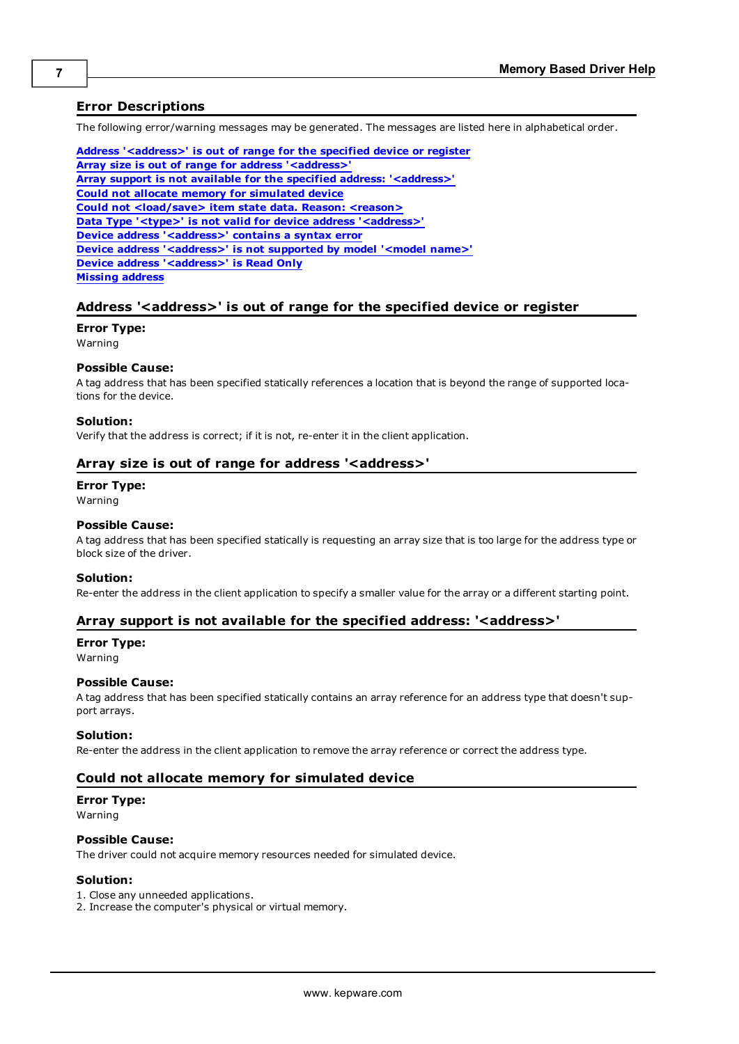## Error Descriptions

The following error/warning messages may be generated. The messages are listed here in alphabetical order.

**Address '<address>' is out of range for the specified device or register**
**Array size is out of range for address '<address>'**
**Array support is not available for the specified address: '<address>'**
**Could not allocate memory for simulated device**
**Could not <load/save> item state data. Reason: <reason>**
**Data Type '<type>' is not valid for device address '<address>'**
**Device address '<address>' contains a syntax error**
**Device address '<address>' is not supported by model '<model name>'**
**Device address '<address>' is Read Only**
**Missing address**

## Address '<address>' is out of range for the specified device or register

**Error Type:**
Warning

**Possible Cause:**
A tag address that has been specified statically references a location that is beyond the range of supported locations for the device.

**Solution:**
Verify that the address is correct; if it is not, re-enter it in the client application.

## Array size is out of range for address '<address>'

**Error Type:**
Warning

**Possible Cause:**
A tag address that has been specified statically is requesting an array size that is too large for the address type or block size of the driver.

**Solution:**
Re-enter the address in the client application to specify a smaller value for the array or a different starting point.

## Array support is not available for the specified address: '<address>'

**Error Type:**
Warning

**Possible Cause:**
A tag address that has been specified statically contains an array reference for an address type that doesn't support arrays.

**Solution:**
Re-enter the address in the client application to remove the array reference or correct the address type.

## Could not allocate memory for simulated device

**Error Type:**
Warning

**Possible Cause:**
The driver could not acquire memory resources needed for simulated device.

**Solution:**
1. Close any unneeded applications.
2. Increase the computer's physical or virtual memory.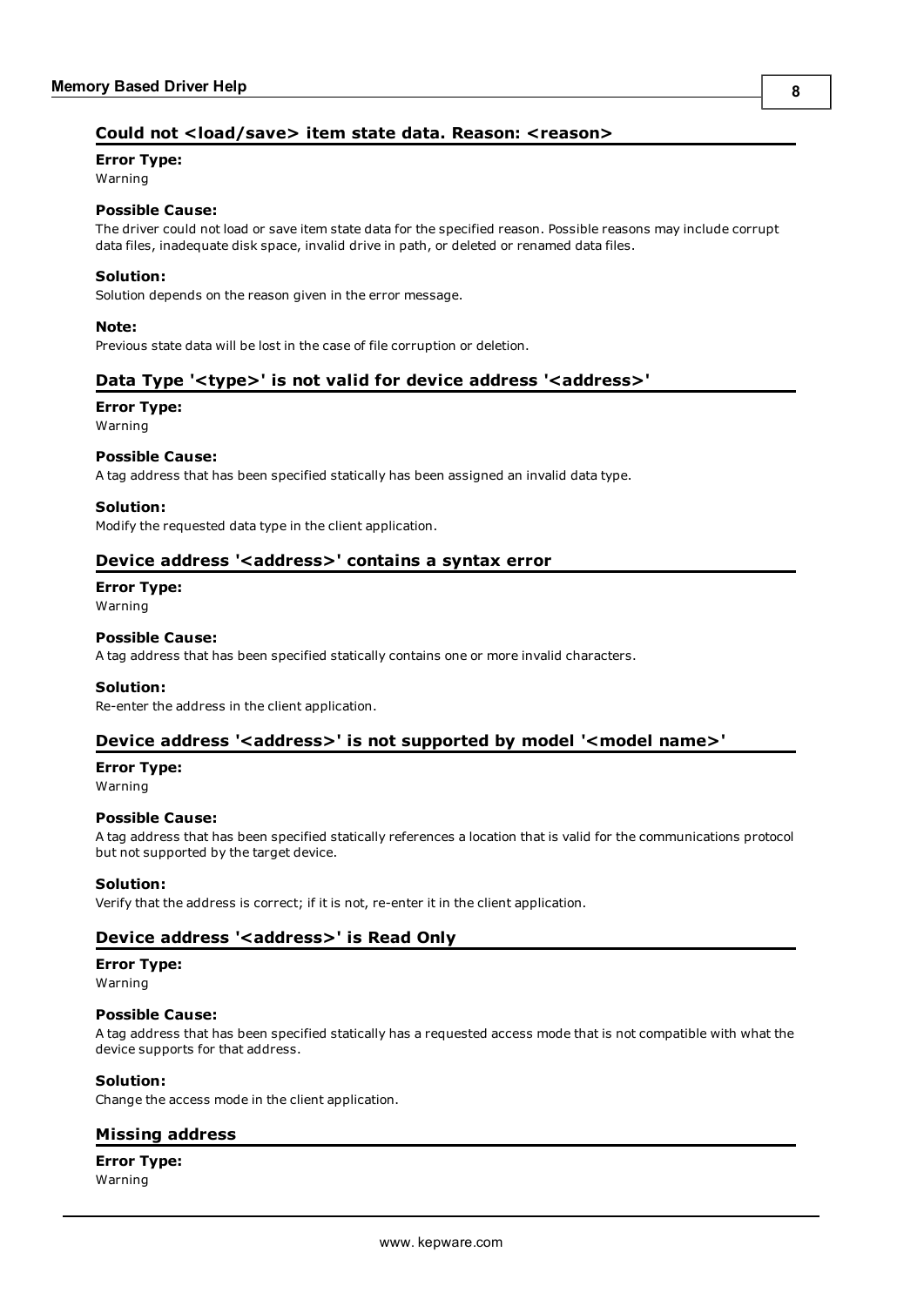### Could not <load/save> item state data. Reason: <reason>

**Error Type:**
Warning

**Possible Cause:**
The driver could not load or save item state data for the specified reason. Possible reasons may include corrupt data files, inadequate disk space, invalid drive in path, or deleted or renamed data files.

**Solution:**
Solution depends on the reason given in the error message.

**Note:**
Previous state data will be lost in the case of file corruption or deletion.

### Data Type '<type>' is not valid for device address '<address>'

**Error Type:**
Warning

**Possible Cause:**
A tag address that has been specified statically has been assigned an invalid data type.

**Solution:**
Modify the requested data type in the client application.

### Device address '<address>' contains a syntax error

**Error Type:**
Warning

**Possible Cause:**
A tag address that has been specified statically contains one or more invalid characters.

**Solution:**
Re-enter the address in the client application.

### Device address '<address>' is not supported by model '<model name>'

**Error Type:**
Warning

**Possible Cause:**
A tag address that has been specified statically references a location that is valid for the communications protocol but not supported by the target device.

**Solution:**
Verify that the address is correct; if it is not, re-enter it in the client application.

### Device address '<address>' is Read Only

**Error Type:**
Warning

**Possible Cause:**
A tag address that has been specified statically has a requested access mode that is not compatible with what the device supports for that address.

**Solution:**
Change the access mode in the client application.

### Missing address

**Error Type:**
Warning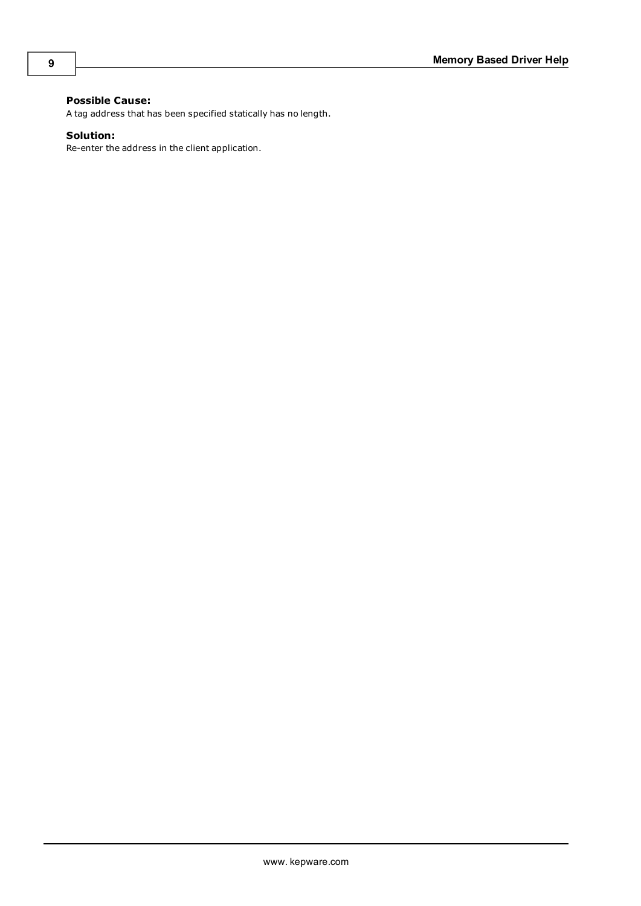**Possible Cause:**
A tag address that has been specified statically has no length.

**Solution:**
Re-enter the address in the client application.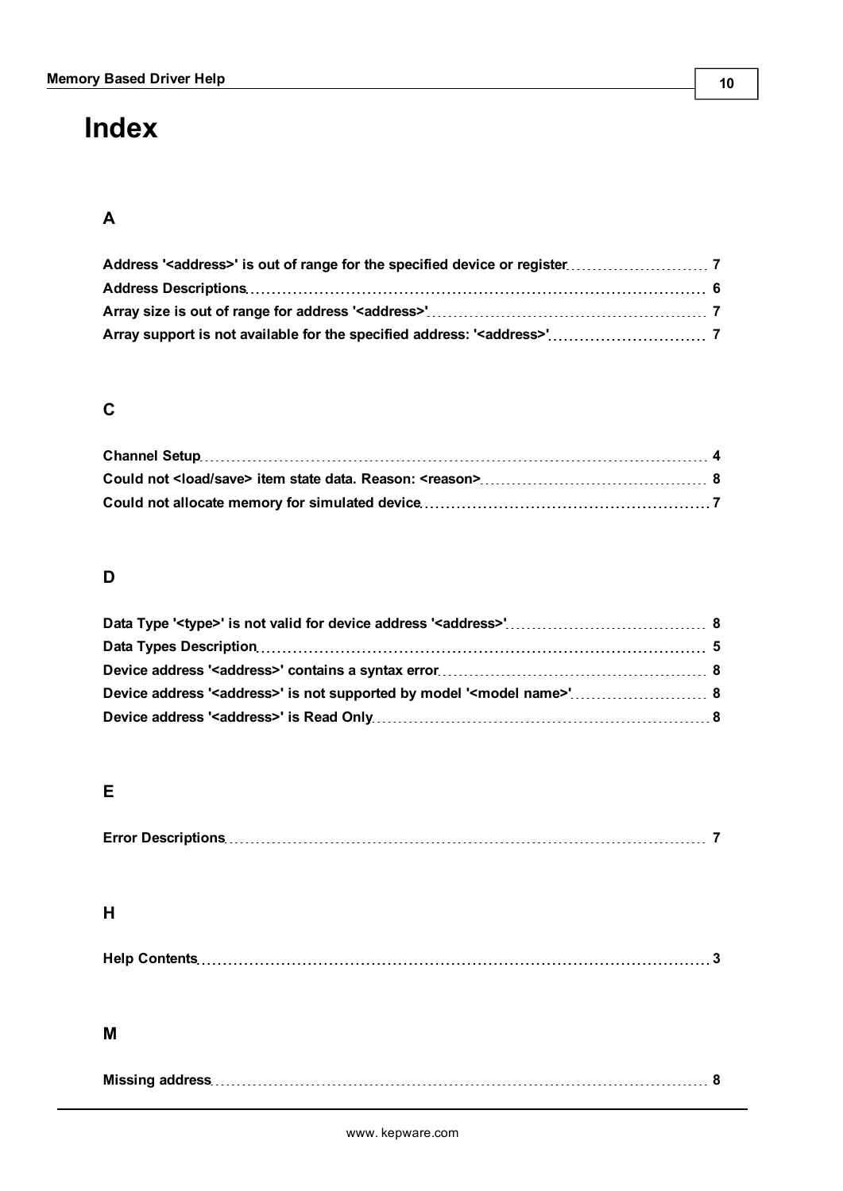# Index

## A

**Address '<address>' is out of range for the specified device or register** 7
**Address Descriptions** 6
**Array size is out of range for address '<address>'** 7
**Array support is not available for the specified address: '<address>'** 7

## C

**Channel Setup** 4
**Could not <load/save> item state data. Reason: <reason>** 8
**Could not allocate memory for simulated device** 7

## D

**Data Type '<type>' is not valid for device address '<address>'** 8
**Data Types Description** 5
**Device address '<address>' contains a syntax error** 8
**Device address '<address>' is not supported by model '<model name>'** 8
**Device address '<address>' is Read Only** 8

## E

**Error Descriptions** 7

## H

**Help Contents** 3

## M

**Missing address** 8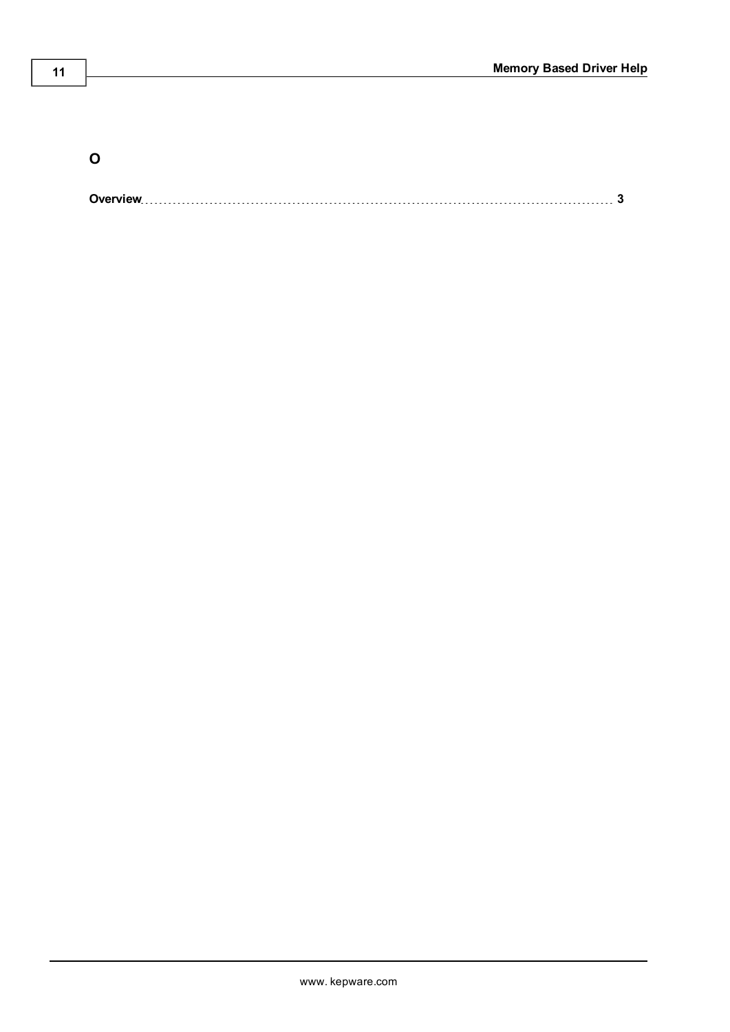# O

**Overview** ........................................................................................................ 3